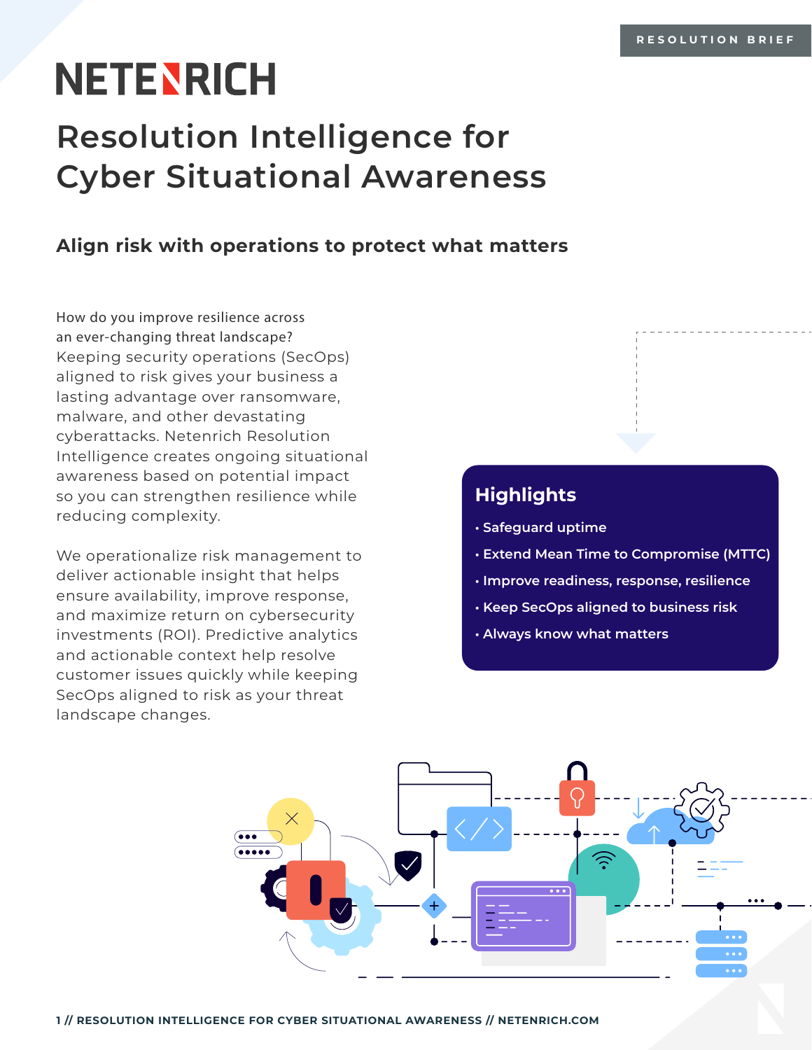RESOLUTION BRIEF

NETENRICH

# Resolution Intelligence for Cyber Situational Awareness

## Align risk with operations to protect what matters

How do you improve resilience across an ever-changing threat landscape? Keeping security operations (SecOps) aligned to risk gives your business a lasting advantage over ransomware, malware, and other devastating cyberattacks. Netenrich Resolution Intelligence creates ongoing situational awareness based on potential impact so you can strengthen resilience while reducing complexity.

We operationalize risk management to deliver actionable insight that helps ensure availability, improve response, and maximize return on cybersecurity investments (ROI). Predictive analytics and actionable context help resolve customer issues quickly while keeping SecOps aligned to risk as your threat landscape changes.

### Highlights

- Safeguard uptime
- Extend Mean Time to Compromise (MTTC)
- Improve readiness, response, resilience
- Keep SecOps aligned to business risk
- Always know what matters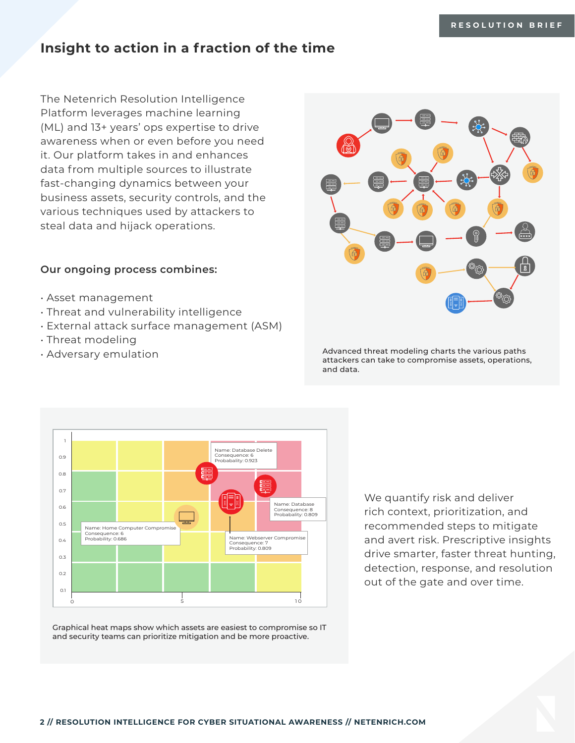## Insight to action in a fraction of the time

The Netenrich Resolution Intelligence Platform leverages machine learning (ML) and 13+ years' ops expertise to drive awareness when or even before you need it. Our platform takes in and enhances data from multiple sources to illustrate fast-changing dynamics between your business assets, security controls, and the various techniques used by attackers to steal data and hijack operations.

### Our ongoing process combines:

- Asset management
- Threat and vulnerability intelligence
- External attack surface management (ASM)
- Threat modeling
- Adversary emulation

Advanced threat modeling charts the various paths attackers can take to compromise assets, operations, and data.

Graphical heat maps show which assets are easiest to compromise so IT and security teams can prioritize mitigation and be more proactive.

We quantify risk and deliver rich context, prioritization, and recommended steps to mitigate and avert risk. Prescriptive insights drive smarter, faster threat hunting, detection, response, and resolution out of the gate and over time.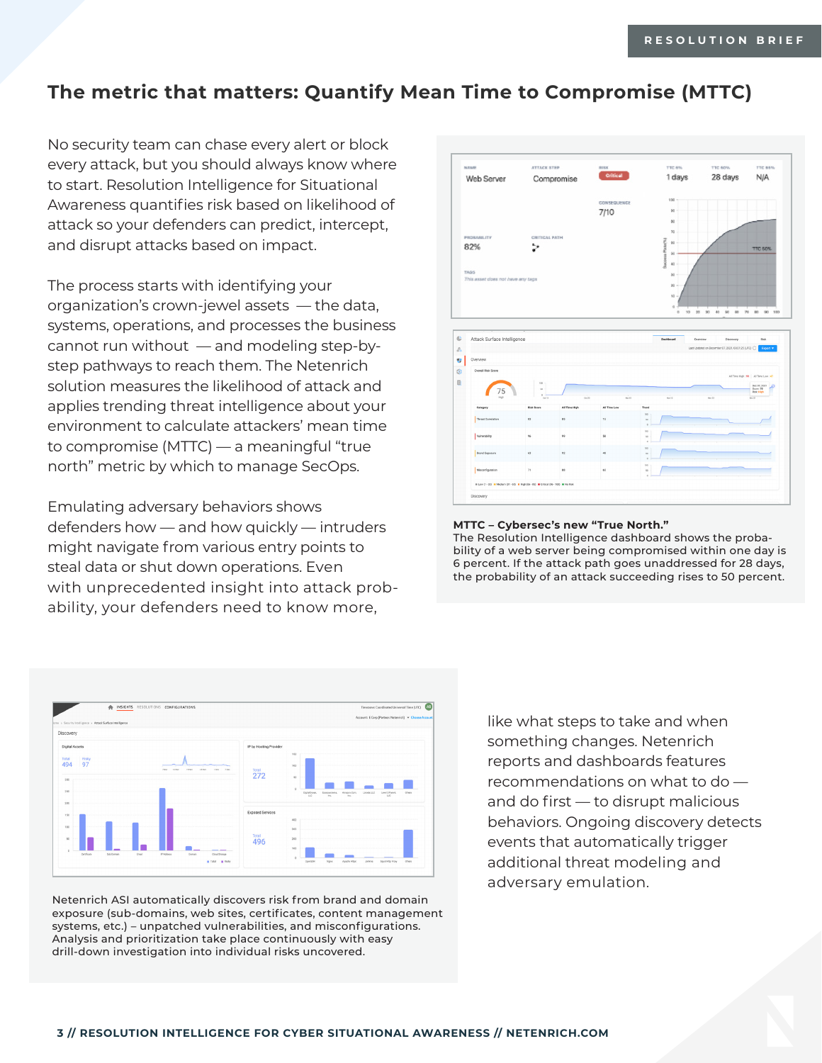# The metric that matters: Quantify Mean Time to Compromise (MTTC)

No security team can chase every alert or block every attack, but you should always know where to start. Resolution Intelligence for Situational Awareness quantifies risk based on likelihood of attack so your defenders can predict, intercept, and disrupt attacks based on impact.

The process starts with identifying your organization's crown-jewel assets — the data, systems, operations, and processes the business cannot run without — and modeling step-by-step pathways to reach them. The Netenrich solution measures the likelihood of attack and applies trending threat intelligence about your environment to calculate attackers' mean time to compromise (MTTC) — a meaningful "true north" metric by which to manage SecOps.

Emulating adversary behaviors shows defenders how — and how quickly — intruders might navigate from various entry points to steal data or shut down operations. Even with unprecedented insight into attack probability, your defenders need to know more, like what steps to take and when something changes. Netenrich reports and dashboards features recommendations on what to do — and do first — to disrupt malicious behaviors. Ongoing discovery detects events that automatically trigger additional threat modeling and adversary emulation.

**MTTC – Cybersec's new "True North."**
The Resolution Intelligence dashboard shows the probability of a web server being compromised within one day is 6 percent. If the attack path goes unaddressed for 28 days, the probability of an attack succeeding rises to 50 percent.

Netenrich ASI automatically discovers risk from brand and domain exposure (sub-domains, web sites, certificates, content management systems, etc.) – unpatched vulnerabilities, and misconfigurations. Analysis and prioritization take place continuously with easy drill-down investigation into individual risks uncovered.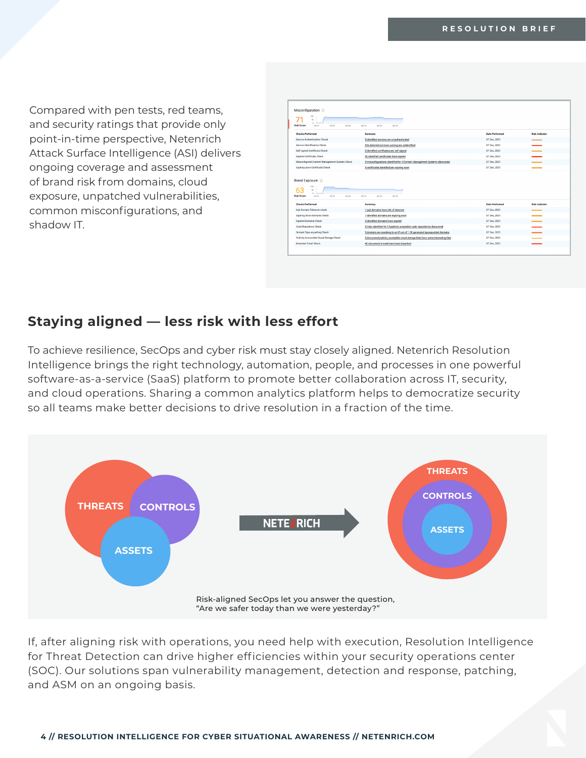Compared with pen tests, red teams, and security ratings that provide only point-in-time perspective, Netenrich Attack Surface Intelligence (ASI) delivers ongoing coverage and assessment of brand risk from domains, cloud exposure, unpatched vulnerabilities, common misconfigurations, and shadow IT.

## Staying aligned — less risk with less effort

To achieve resilience, SecOps and cyber risk must stay closely aligned. Netenrich Resolution Intelligence brings the right technology, automation, people, and processes in one powerful software-as-a-service (SaaS) platform to promote better collaboration across IT, security, and cloud operations. Sharing a common analytics platform helps to democratize security so all teams make better decisions to drive resolution in a fraction of the time.

Risk-aligned SecOps let you answer the question, "Are we safer today than we were yesterday?"

If, after aligning risk with operations, you need help with execution, Resolution Intelligence for Threat Detection can drive higher efficiencies within your security operations center (SOC). Our solutions span vulnerability management, detection and response, patching, and ASM on an ongoing basis.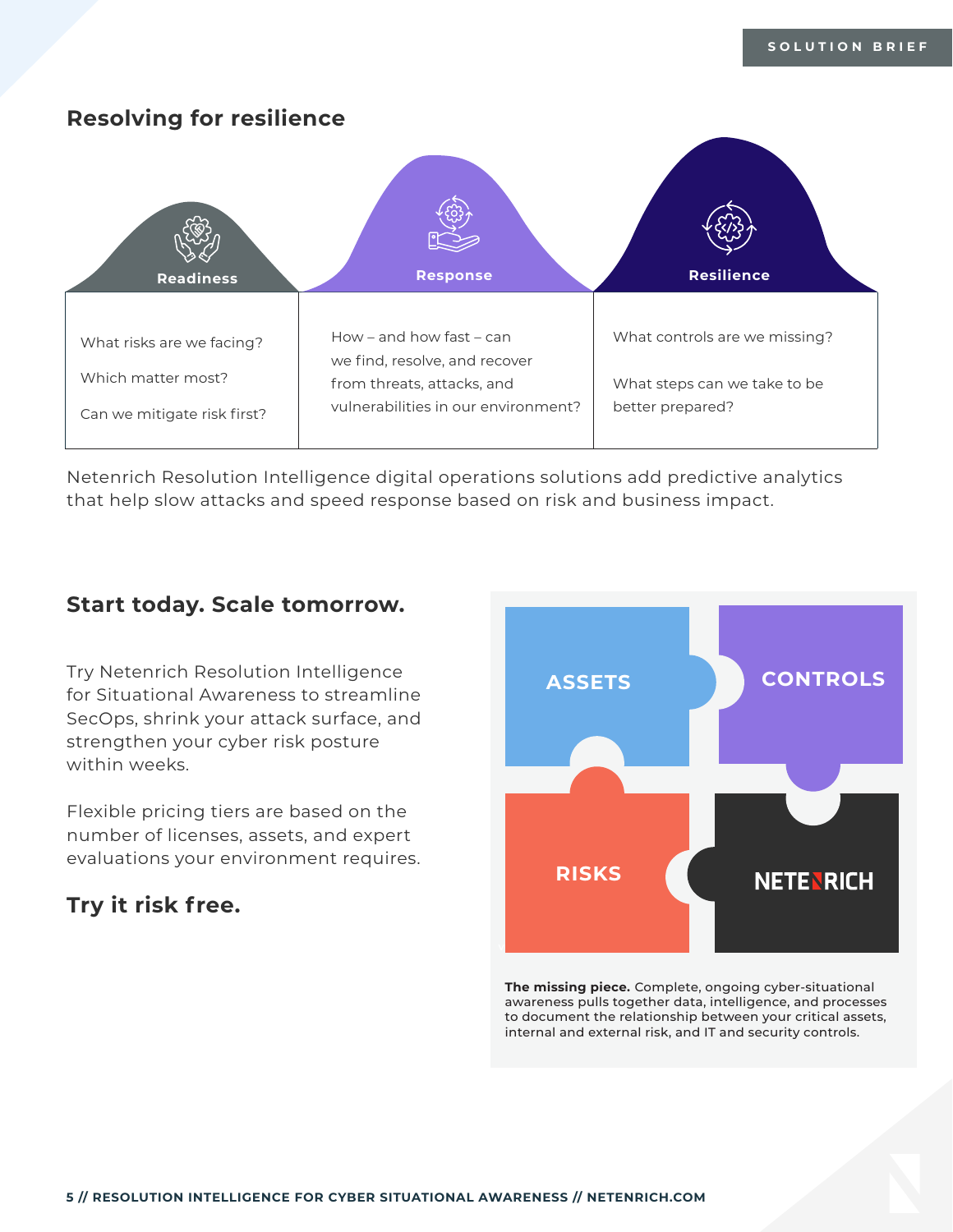## Resolving for resilience

| Readiness | Response | Resilience |
|---|---|---|
| What risks are we facing?<br><br>Which matter most?<br><br>Can we mitigate risk first? | How – and how fast – can we find, resolve, and recover from threats, attacks, and vulnerabilities in our environment? | What controls are we missing?<br><br>What steps can we take to be better prepared? |

Netenrich Resolution Intelligence digital operations solutions add predictive analytics that help slow attacks and speed response based on risk and business impact.

## Start today. Scale tomorrow.

Try Netenrich Resolution Intelligence for Situational Awareness to streamline SecOps, shrink your attack surface, and strengthen your cyber risk posture within weeks.

Flexible pricing tiers are based on the number of licenses, assets, and expert evaluations your environment requires.

### Try it risk free.

ASSETS

CONTROLS

RISKS

NETENRICH

**The missing piece.** Complete, ongoing cyber-situational awareness pulls together data, intelligence, and processes to document the relationship between your critical assets, internal and external risk, and IT and security controls.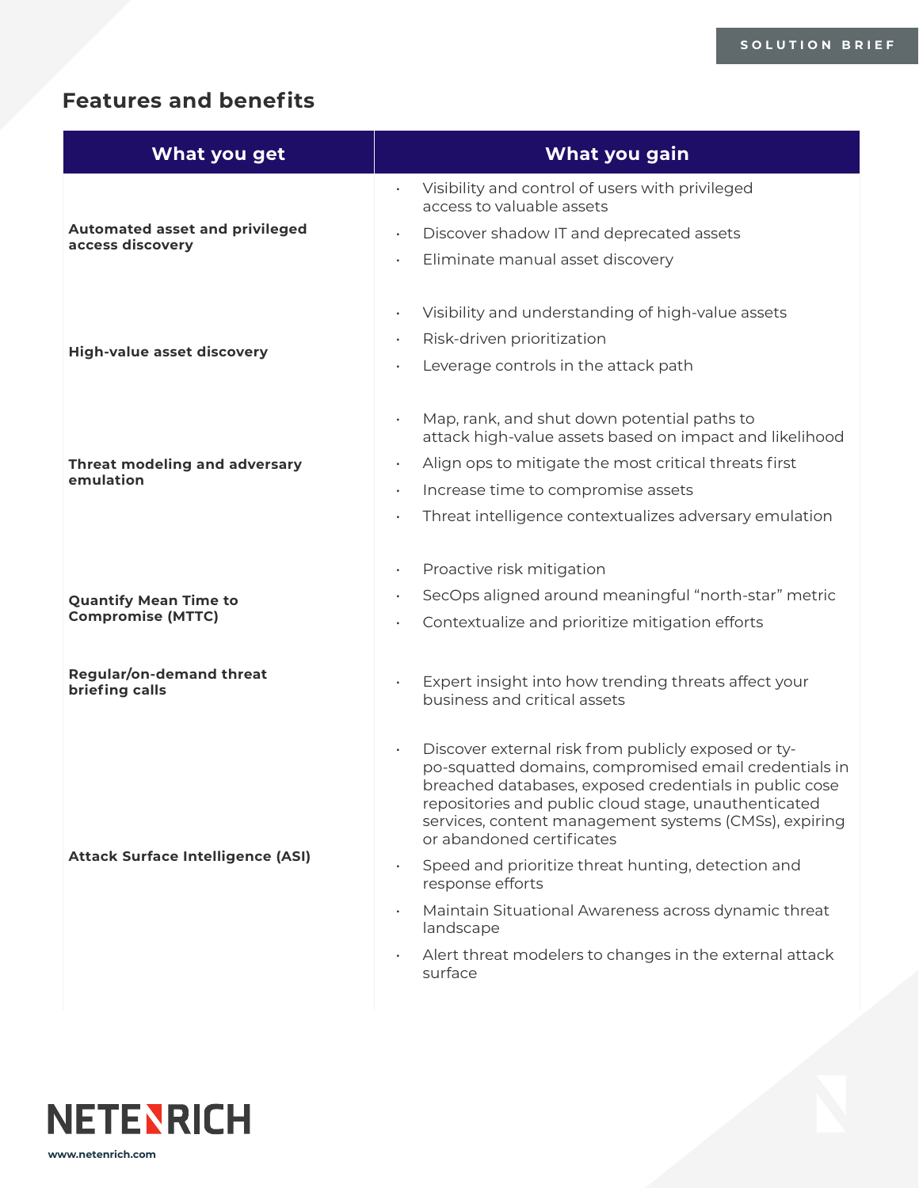## Features and benefits

| What you get | What you gain |
|---|---|
| **Automated asset and privileged access discovery** | • Visibility and control of users with privileged access to valuable assets<br>• Discover shadow IT and deprecated assets<br>• Eliminate manual asset discovery |
| **High-value asset discovery** | • Visibility and understanding of high-value assets<br>• Risk-driven prioritization<br>• Leverage controls in the attack path |
| **Threat modeling and adversary emulation** | • Map, rank, and shut down potential paths to attack high-value assets based on impact and likelihood<br>• Align ops to mitigate the most critical threats first<br>• Increase time to compromise assets<br>• Threat intelligence contextualizes adversary emulation |
| **Quantify Mean Time to Compromise (MTTC)** | • Proactive risk mitigation<br>• SecOps aligned around meaningful "north-star" metric<br>• Contextualize and prioritize mitigation efforts |
| **Regular/on-demand threat briefing calls** | • Expert insight into how trending threats affect your business and critical assets |
| **Attack Surface Intelligence (ASI)** | • Discover external risk from publicly exposed or ty-po-squatted domains, compromised email credentials in breached databases, exposed credentials in public cose repositories and public cloud stage, unauthenticated services, content management systems (CMSs), expiring or abandoned certificates<br>• Speed and prioritize threat hunting, detection and response efforts<br>• Maintain Situational Awareness across dynamic threat landscape<br>• Alert threat modelers to changes in the external attack surface |

NETENRICH

www.netenrich.com